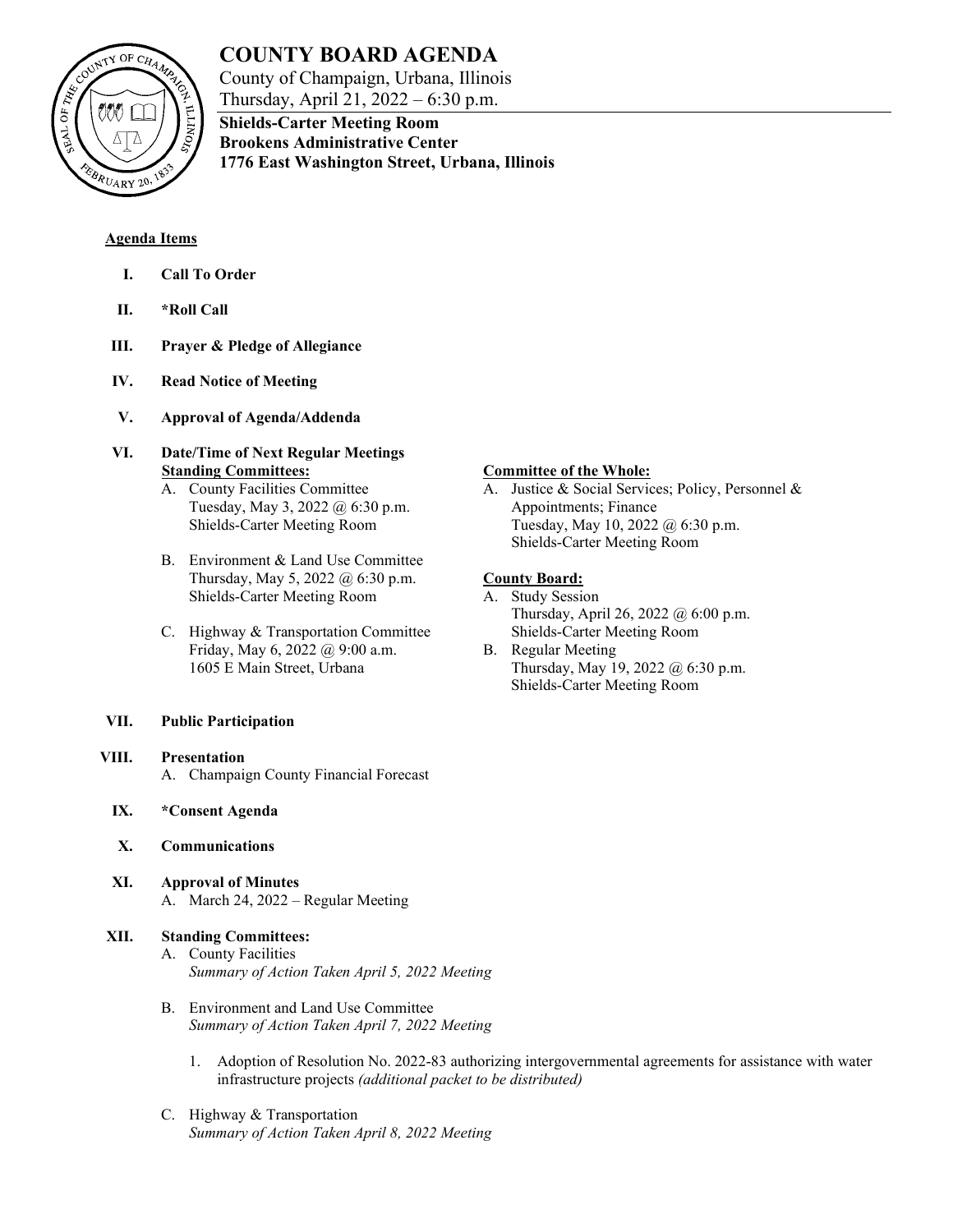# COUNTY BOARD AGENDA

County of Champaign, Urbana, Illinois
Thursday, April 21, 2022 – 6:30 p.m.

**Shields-Carter Meeting Room**
**Brookens Administrative Center**
**1776 East Washington Street, Urbana, Illinois**

**Agenda Items**

**I. Call To Order**

**II. *Roll Call**

**III. Prayer & Pledge of Allegiance**

**IV. Read Notice of Meeting**

**V. Approval of Agenda/Addenda**

**VI. Date/Time of Next Regular Meetings**

**Standing Committees:**

A. County Facilities Committee
Tuesday, May 3, 2022 @ 6:30 p.m.
Shields-Carter Meeting Room

B. Environment & Land Use Committee
Thursday, May 5, 2022 @ 6:30 p.m.
Shields-Carter Meeting Room

C. Highway & Transportation Committee
Friday, May 6, 2022 @ 9:00 a.m.
1605 E Main Street, Urbana

**Committee of the Whole:**

A. Justice & Social Services; Policy, Personnel & Appointments; Finance
Tuesday, May 10, 2022 @ 6:30 p.m.
Shields-Carter Meeting Room

**County Board:**

A. Study Session
Thursday, April 26, 2022 @ 6:00 p.m.
Shields-Carter Meeting Room

B. Regular Meeting
Thursday, May 19, 2022 @ 6:30 p.m.
Shields-Carter Meeting Room

**VII. Public Participation**

**VIII. Presentation**

A. Champaign County Financial Forecast

**IX. *Consent Agenda**

**X. Communications**

**XI. Approval of Minutes**

A. March 24, 2022 – Regular Meeting

**XII. Standing Committees:**

A. County Facilities
*Summary of Action Taken April 5, 2022 Meeting*

B. Environment and Land Use Committee
*Summary of Action Taken April 7, 2022 Meeting*

1. Adoption of Resolution No. 2022-83 authorizing intergovernmental agreements for assistance with water infrastructure projects *(additional packet to be distributed)*

C. Highway & Transportation
*Summary of Action Taken April 8, 2022 Meeting*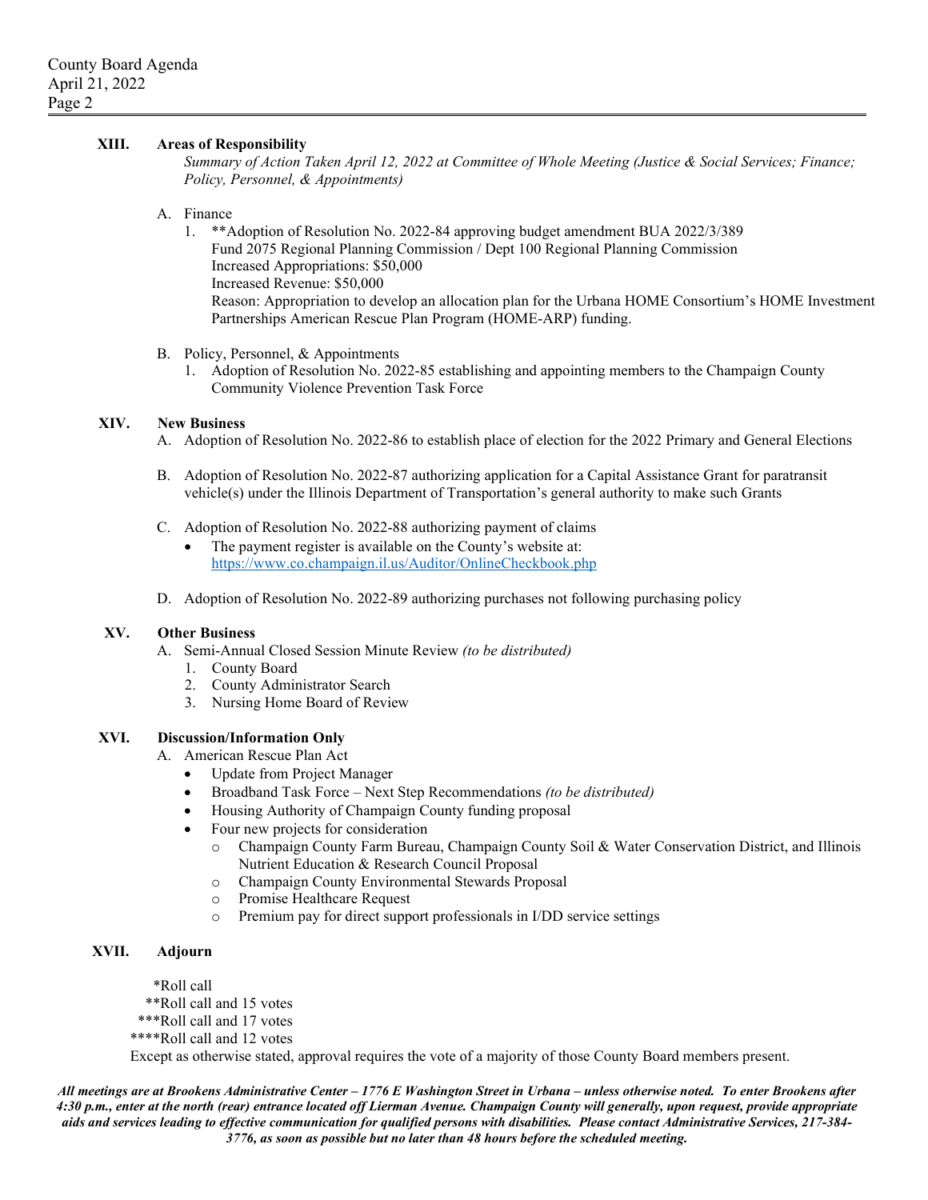## XIII. Areas of Responsibility

*Summary of Action Taken April 12, 2022 at Committee of Whole Meeting (Justice & Social Services; Finance; Policy, Personnel, & Appointments)*

A. Finance
   1. **Adoption of Resolution No. 2022-84 approving budget amendment BUA 2022/3/389
      Fund 2075 Regional Planning Commission / Dept 100 Regional Planning Commission
      Increased Appropriations: $50,000
      Increased Revenue: $50,000
      Reason: Appropriation to develop an allocation plan for the Urbana HOME Consortium's HOME Investment Partnerships American Rescue Plan Program (HOME-ARP) funding.

B. Policy, Personnel, & Appointments
   1. Adoption of Resolution No. 2022-85 establishing and appointing members to the Champaign County Community Violence Prevention Task Force

## XIV. New Business

A. Adoption of Resolution No. 2022-86 to establish place of election for the 2022 Primary and General Elections

B. Adoption of Resolution No. 2022-87 authorizing application for a Capital Assistance Grant for paratransit vehicle(s) under the Illinois Department of Transportation's general authority to make such Grants

C. Adoption of Resolution No. 2022-88 authorizing payment of claims
   - The payment register is available on the County's website at: [https://www.co.champaign.il.us/Auditor/OnlineCheckbook.php](https://www.co.champaign.il.us/Auditor/OnlineCheckbook.php)

D. Adoption of Resolution No. 2022-89 authorizing purchases not following purchasing policy

## XV. Other Business

A. Semi-Annual Closed Session Minute Review *(to be distributed)*
   1. County Board
   2. County Administrator Search
   3. Nursing Home Board of Review

## XVI. Discussion/Information Only

A. American Rescue Plan Act
   - Update from Project Manager
   - Broadband Task Force – Next Step Recommendations *(to be distributed)*
   - Housing Authority of Champaign County funding proposal
   - Four new projects for consideration
     - Champaign County Farm Bureau, Champaign County Soil & Water Conservation District, and Illinois Nutrient Education & Research Council Proposal
     - Champaign County Environmental Stewards Proposal
     - Promise Healthcare Request
     - Premium pay for direct support professionals in I/DD service settings

## XVII. Adjourn

*Roll call
**Roll call and 15 votes
***Roll call and 17 votes
****Roll call and 12 votes
Except as otherwise stated, approval requires the vote of a majority of those County Board members present.

***All meetings are at Brookens Administrative Center – 1776 E Washington Street in Urbana – unless otherwise noted. To enter Brookens after 4:30 p.m., enter at the north (rear) entrance located off Lierman Avenue. Champaign County will generally, upon request, provide appropriate aids and services leading to effective communication for qualified persons with disabilities. Please contact Administrative Services, 217-384-3776, as soon as possible but no later than 48 hours before the scheduled meeting.***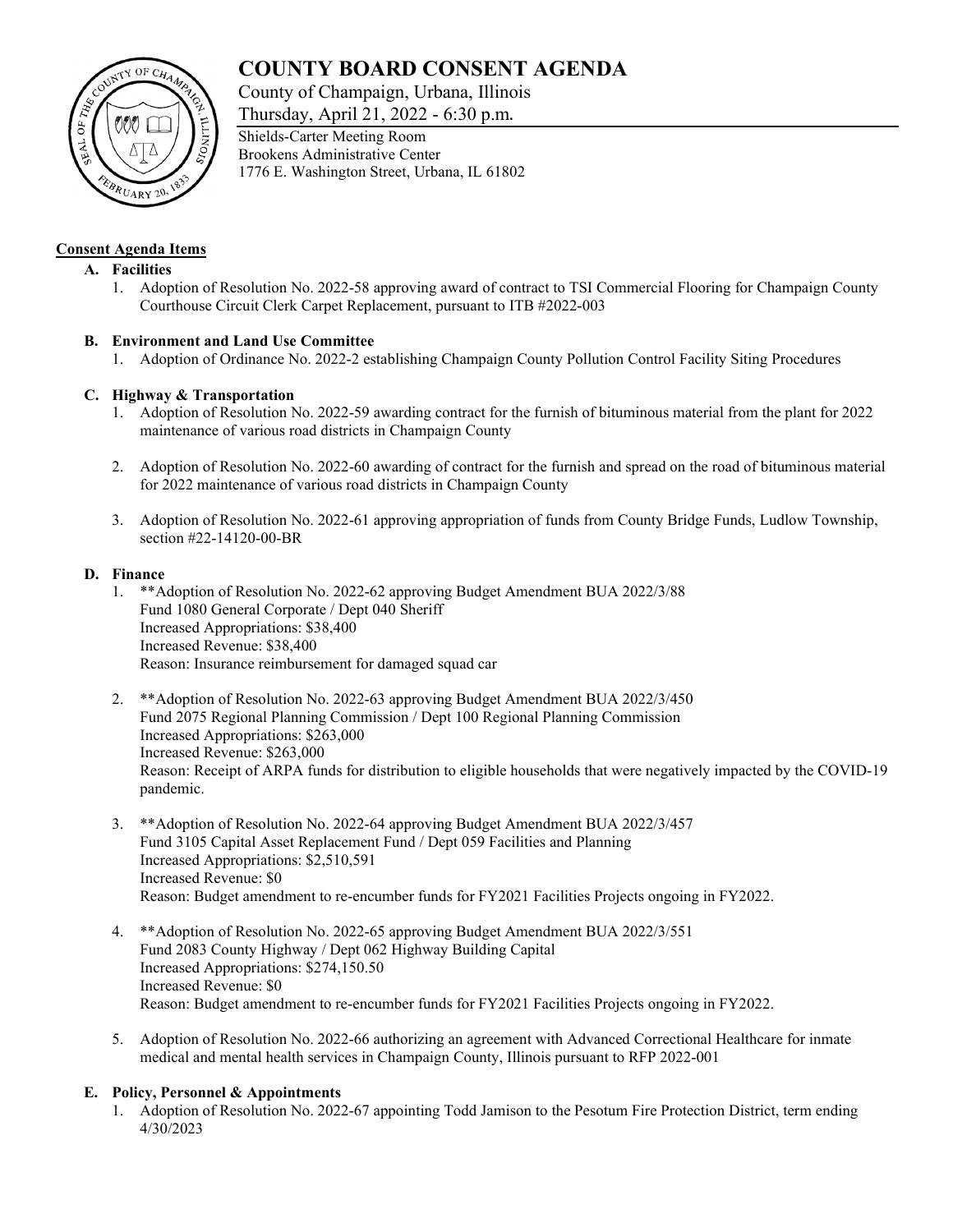# COUNTY BOARD CONSENT AGENDA

County of Champaign, Urbana, Illinois
Thursday, April 21, 2022 - 6:30 p.m.

Shields-Carter Meeting Room
Brookens Administrative Center
1776 E. Washington Street, Urbana, IL 61802

## Consent Agenda Items

**A. Facilities**

1. Adoption of Resolution No. 2022-58 approving award of contract to TSI Commercial Flooring for Champaign County Courthouse Circuit Clerk Carpet Replacement, pursuant to ITB #2022-003

**B. Environment and Land Use Committee**

1. Adoption of Ordinance No. 2022-2 establishing Champaign County Pollution Control Facility Siting Procedures

**C. Highway & Transportation**

1. Adoption of Resolution No. 2022-59 awarding contract for the furnish of bituminous material from the plant for 2022 maintenance of various road districts in Champaign County
2. Adoption of Resolution No. 2022-60 awarding of contract for the furnish and spread on the road of bituminous material for 2022 maintenance of various road districts in Champaign County
3. Adoption of Resolution No. 2022-61 approving appropriation of funds from County Bridge Funds, Ludlow Township, section #22-14120-00-BR

**D. Finance**

1. **Adoption of Resolution No. 2022-62 approving Budget Amendment BUA 2022/3/88
   Fund 1080 General Corporate / Dept 040 Sheriff
   Increased Appropriations: $38,400
   Increased Revenue: $38,400
   Reason: Insurance reimbursement for damaged squad car
2. **Adoption of Resolution No. 2022-63 approving Budget Amendment BUA 2022/3/450
   Fund 2075 Regional Planning Commission / Dept 100 Regional Planning Commission
   Increased Appropriations: $263,000
   Increased Revenue: $263,000
   Reason: Receipt of ARPA funds for distribution to eligible households that were negatively impacted by the COVID-19 pandemic.
3. **Adoption of Resolution No. 2022-64 approving Budget Amendment BUA 2022/3/457
   Fund 3105 Capital Asset Replacement Fund / Dept 059 Facilities and Planning
   Increased Appropriations: $2,510,591
   Increased Revenue: $0
   Reason: Budget amendment to re-encumber funds for FY2021 Facilities Projects ongoing in FY2022.
4. **Adoption of Resolution No. 2022-65 approving Budget Amendment BUA 2022/3/551
   Fund 2083 County Highway / Dept 062 Highway Building Capital
   Increased Appropriations: $274,150.50
   Increased Revenue: $0
   Reason: Budget amendment to re-encumber funds for FY2021 Facilities Projects ongoing in FY2022.
5. Adoption of Resolution No. 2022-66 authorizing an agreement with Advanced Correctional Healthcare for inmate medical and mental health services in Champaign County, Illinois pursuant to RFP 2022-001

**E. Policy, Personnel & Appointments**

1. Adoption of Resolution No. 2022-67 appointing Todd Jamison to the Pesotum Fire Protection District, term ending 4/30/2023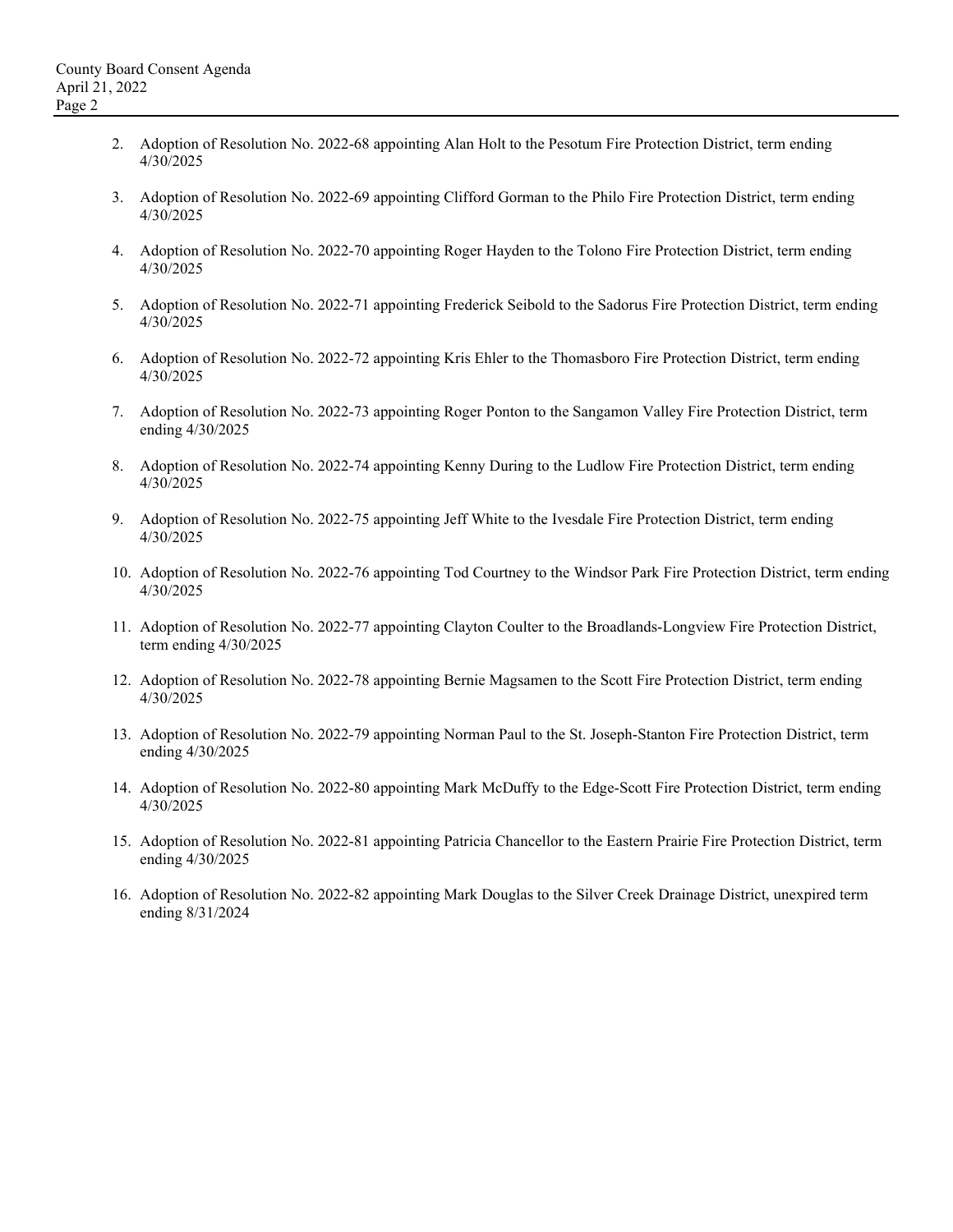2. Adoption of Resolution No. 2022-68 appointing Alan Holt to the Pesotum Fire Protection District, term ending 4/30/2025

3. Adoption of Resolution No. 2022-69 appointing Clifford Gorman to the Philo Fire Protection District, term ending 4/30/2025

4. Adoption of Resolution No. 2022-70 appointing Roger Hayden to the Tolono Fire Protection District, term ending 4/30/2025

5. Adoption of Resolution No. 2022-71 appointing Frederick Seibold to the Sadorus Fire Protection District, term ending 4/30/2025

6. Adoption of Resolution No. 2022-72 appointing Kris Ehler to the Thomasboro Fire Protection District, term ending 4/30/2025

7. Adoption of Resolution No. 2022-73 appointing Roger Ponton to the Sangamon Valley Fire Protection District, term ending 4/30/2025

8. Adoption of Resolution No. 2022-74 appointing Kenny During to the Ludlow Fire Protection District, term ending 4/30/2025

9. Adoption of Resolution No. 2022-75 appointing Jeff White to the Ivesdale Fire Protection District, term ending 4/30/2025

10. Adoption of Resolution No. 2022-76 appointing Tod Courtney to the Windsor Park Fire Protection District, term ending 4/30/2025

11. Adoption of Resolution No. 2022-77 appointing Clayton Coulter to the Broadlands-Longview Fire Protection District, term ending 4/30/2025

12. Adoption of Resolution No. 2022-78 appointing Bernie Magsamen to the Scott Fire Protection District, term ending 4/30/2025

13. Adoption of Resolution No. 2022-79 appointing Norman Paul to the St. Joseph-Stanton Fire Protection District, term ending 4/30/2025

14. Adoption of Resolution No. 2022-80 appointing Mark McDuffy to the Edge-Scott Fire Protection District, term ending 4/30/2025

15. Adoption of Resolution No. 2022-81 appointing Patricia Chancellor to the Eastern Prairie Fire Protection District, term ending 4/30/2025

16. Adoption of Resolution No. 2022-82 appointing Mark Douglas to the Silver Creek Drainage District, unexpired term ending 8/31/2024